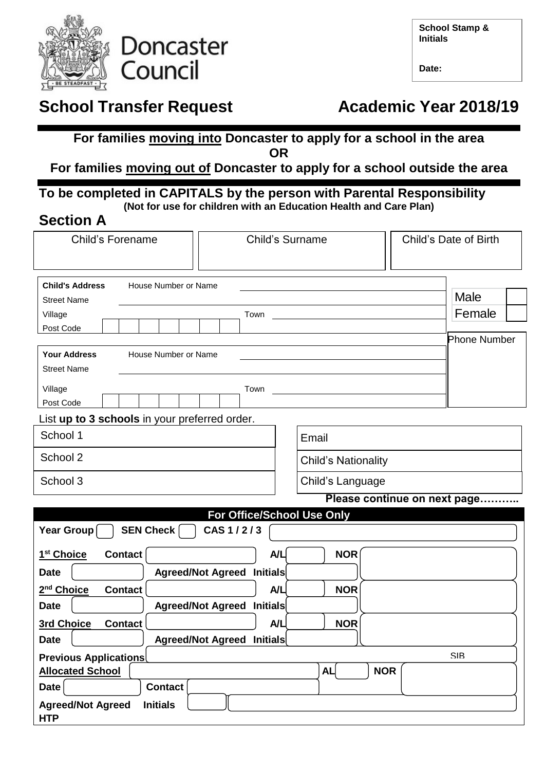Doncaster Council

| School Stamp & Initials |
|---|
| Date: |

# School Transfer Request Academic Year 2018/19

**For families moving into Doncaster to apply for a school in the area**

**OR**

**For families moving out of Doncaster to apply for a school outside the area**

**To be completed in CAPITALS by the person with Parental Responsibility**

**(Not for use for children with an Education Health and Care Plan)**

## Section A

| Child's Forename | Child's Surname | Child's Date of Birth |
|---|---|---|
| | | |

**Child's Address** House Number or Name

Street Name

Village Town

Post Code

Male ☐

Female ☐

Phone Number

**Your Address** House Number or Name

Street Name

Village Town

Post Code

List **up to 3 schools** in your preferred order.

| | |
|---|---|
| School 1 | Email |
| School 2 | Child's Nationality |
| School 3 | Child's Language |

**Please continue on next page………..**

**For Office/School Use Only**

**Year Group** ☐ **SEN Check** ☐ **CAS 1 / 2 / 3**

**1st Choice** **Contact** **A/L** **NOR**

**Date** **Agreed/Not Agreed** **Initials**

**2nd Choice** **Contact** **A/L** **NOR**

**Date** **Agreed/Not Agreed** **Initials**

**3rd Choice** **Contact** **A/L** **NOR**

**Date** **Agreed/Not Agreed** **Initials**

**Previous Applications** SIB

**Allocated School** **AL** **NOR**

**Date** **Contact**

**Agreed/Not Agreed** **Initials**

**HTP**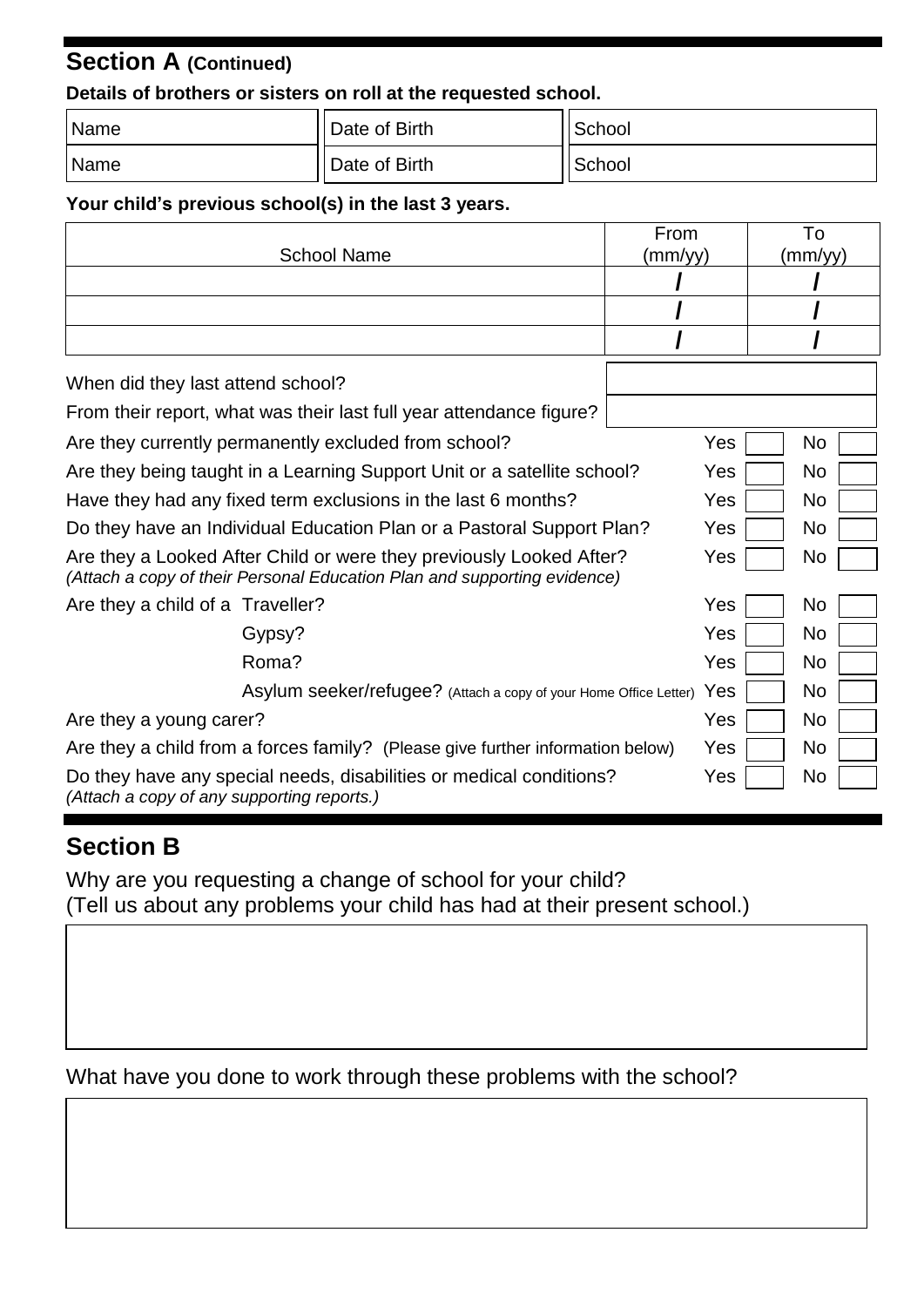## Section A (Continued)

**Details of brothers or sisters on roll at the requested school.**

| Name | Date of Birth | School |
|---|---|---|
| Name | Date of Birth | School |

**Your child's previous school(s) in the last 3 years.**

| School Name | From (mm/yy) | To (mm/yy) |
|---|---|---|
| | / | / |
| | / | / |
| | / | / |

| | |
|---|---|
| When did they last attend school? | |
| From their report, what was their last full year attendance figure? | |

| Question | Yes | No |
|---|---|---|
| Are they currently permanently excluded from school? | Yes | No |
| Are they being taught in a Learning Support Unit or a satellite school? | Yes | No |
| Have they had any fixed term exclusions in the last 6 months? | Yes | No |
| Do they have an Individual Education Plan or a Pastoral Support Plan? | Yes | No |
| Are they a Looked After Child or were they previously Looked After? *(Attach a copy of their Personal Education Plan and supporting evidence)* | Yes | No |
| Are they a child of a Traveller? | Yes | No |
| Gypsy? | Yes | No |
| Roma? | Yes | No |
| Asylum seeker/refugee? (Attach a copy of your Home Office Letter) | Yes | No |
| Are they a young carer? | Yes | No |
| Are they a child from a forces family? (Please give further information below) | Yes | No |
| Do they have any special needs, disabilities or medical conditions? *(Attach a copy of any supporting reports.)* | Yes | No |

## Section B

Why are you requesting a change of school for your child?
(Tell us about any problems your child has had at their present school.)

What have you done to work through these problems with the school?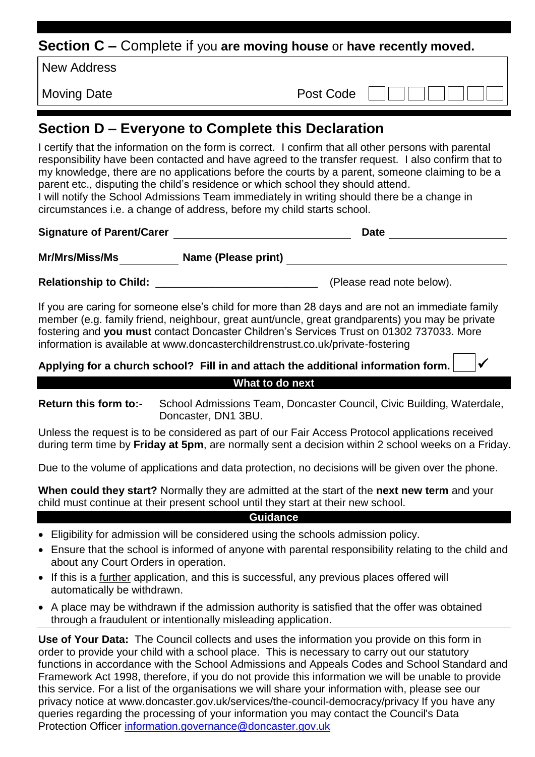## Section C – Complete if you **are moving house** or **have recently moved.**

New Address

Moving Date                                        Post Code ☐☐☐☐☐☐☐

## Section D – Everyone to Complete this Declaration

I certify that the information on the form is correct. I confirm that all other persons with parental responsibility have been contacted and have agreed to the transfer request. I also confirm that to my knowledge, there are no applications before the courts by a parent, someone claiming to be a parent etc., disputing the child's residence or which school they should attend.
I will notify the School Admissions Team immediately in writing should there be a change in circumstances i.e. a change of address, before my child starts school.

**Signature of Parent/Carer** ______________________________ **Date** ____________________

**Mr/Mrs/Miss/Ms** __________ **Name (Please print)** ______________________________

**Relationship to Child:** __________________________ (Please read note below).

If you are caring for someone else's child for more than 28 days and are not an immediate family member (e.g. family friend, neighbour, great aunt/uncle, great grandparents) you may be private fostering and **you must** contact Doncaster Children's Services Trust on 01302 737033. More information is available at www.doncasterchildrenstrust.co.uk/private-fostering

**Applying for a church school? Fill in and attach the additional information form.** ☐ ✓

### What to do next

**Return this form to:-** School Admissions Team, Doncaster Council, Civic Building, Waterdale, Doncaster, DN1 3BU.

Unless the request is to be considered as part of our Fair Access Protocol applications received during term time by **Friday at 5pm**, are normally sent a decision within 2 school weeks on a Friday.

Due to the volume of applications and data protection, no decisions will be given over the phone.

**When could they start?** Normally they are admitted at the start of the **next new term** and your child must continue at their present school until they start at their new school.

### Guidance

- Eligibility for admission will be considered using the schools admission policy.
- Ensure that the school is informed of anyone with parental responsibility relating to the child and about any Court Orders in operation.
- If this is a further application, and this is successful, any previous places offered will automatically be withdrawn.
- A place may be withdrawn if the admission authority is satisfied that the offer was obtained through a fraudulent or intentionally misleading application.

**Use of Your Data:** The Council collects and uses the information you provide on this form in order to provide your child with a school place. This is necessary to carry out our statutory functions in accordance with the School Admissions and Appeals Codes and School Standard and Framework Act 1998, therefore, if you do not provide this information we will be unable to provide this service. For a list of the organisations we will share your information with, please see our privacy notice at www.doncaster.gov.uk/services/the-council-democracy/privacy If you have any queries regarding the processing of your information you may contact the Council's Data Protection Officer information.governance@doncaster.gov.uk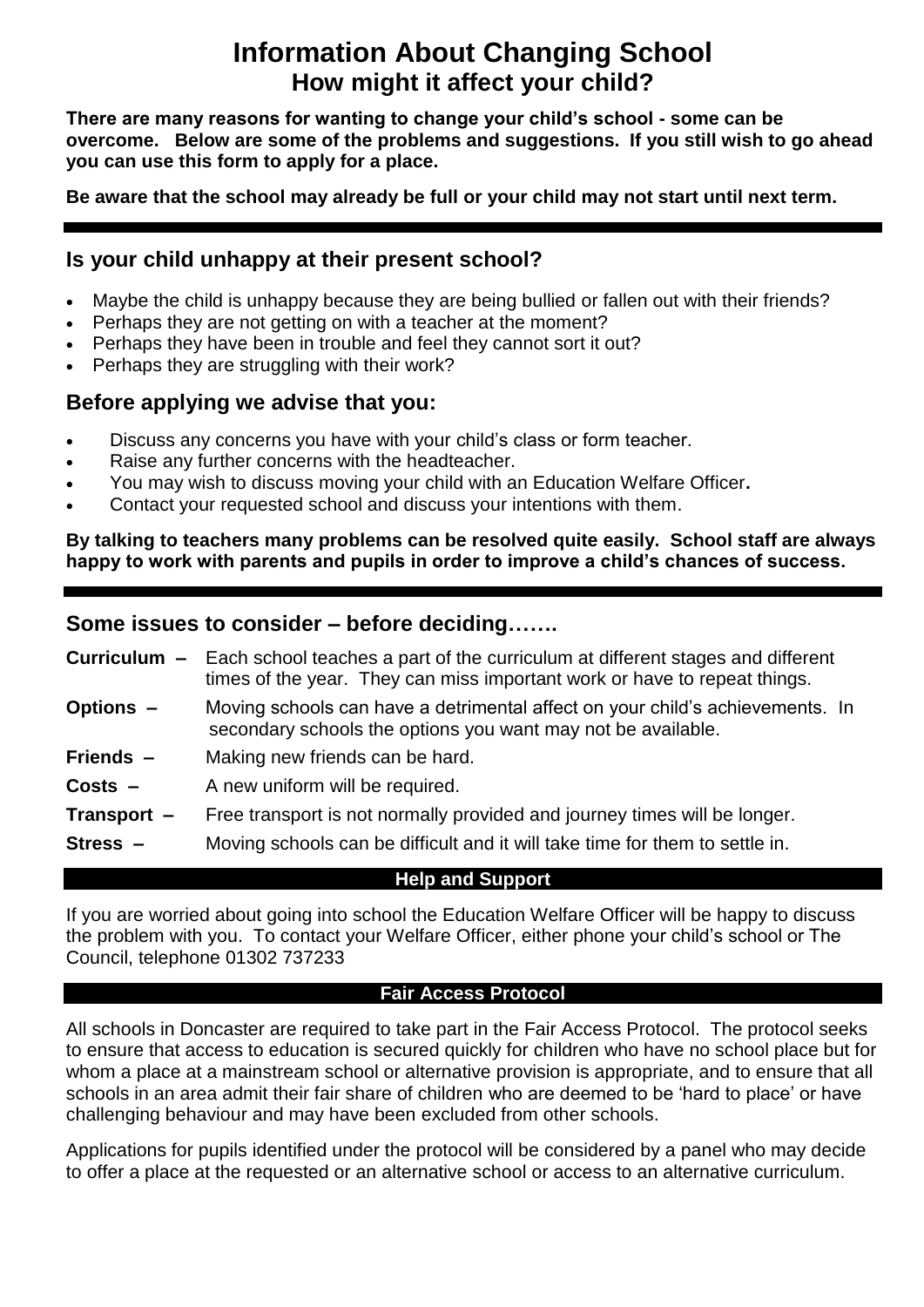# Information About Changing School

## How might it affect your child?

**There are many reasons for wanting to change your child's school - some can be overcome. Below are some of the problems and suggestions. If you still wish to go ahead you can use this form to apply for a place.**

**Be aware that the school may already be full or your child may not start until next term.**

## Is your child unhappy at their present school?

- Maybe the child is unhappy because they are being bullied or fallen out with their friends?
- Perhaps they are not getting on with a teacher at the moment?
- Perhaps they have been in trouble and feel they cannot sort it out?
- Perhaps they are struggling with their work?

## Before applying we advise that you:

- Discuss any concerns you have with your child's class or form teacher.
- Raise any further concerns with the headteacher.
- You may wish to discuss moving your child with an Education Welfare Officer**.**
- Contact your requested school and discuss your intentions with them.

**By talking to teachers many problems can be resolved quite easily. School staff are always happy to work with parents and pupils in order to improve a child's chances of success.**

## Some issues to consider – before deciding…….

**Curriculum –** Each school teaches a part of the curriculum at different stages and different times of the year. They can miss important work or have to repeat things.

**Options –** Moving schools can have a detrimental affect on your child's achievements. In secondary schools the options you want may not be available.

**Friends –** Making new friends can be hard.

**Costs –** A new uniform will be required.

**Transport –** Free transport is not normally provided and journey times will be longer.

**Stress –** Moving schools can be difficult and it will take time for them to settle in.

### Help and Support

If you are worried about going into school the Education Welfare Officer will be happy to discuss the problem with you. To contact your Welfare Officer, either phone your child's school or The Council, telephone 01302 737233

### Fair Access Protocol

All schools in Doncaster are required to take part in the Fair Access Protocol. The protocol seeks to ensure that access to education is secured quickly for children who have no school place but for whom a place at a mainstream school or alternative provision is appropriate, and to ensure that all schools in an area admit their fair share of children who are deemed to be 'hard to place' or have challenging behaviour and may have been excluded from other schools.

Applications for pupils identified under the protocol will be considered by a panel who may decide to offer a place at the requested or an alternative school or access to an alternative curriculum.